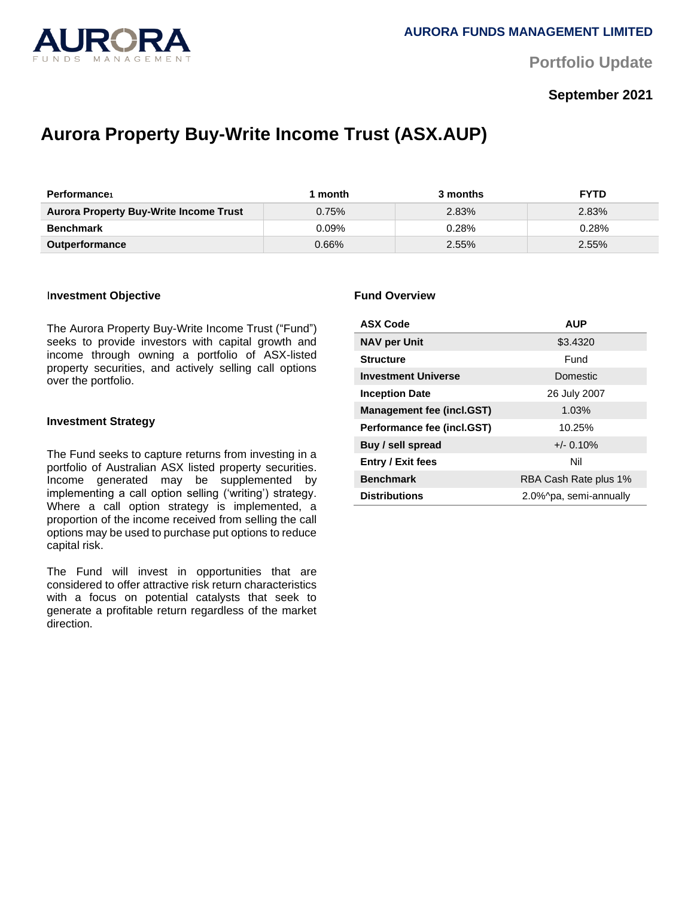AURORA FUNDS MANAGEMENT LIMITED

Portfolio Update

**September 2021**

# Aurora Property Buy-Write Income Trust (ASX.AUP)

| Performance[1] | 1 month | 3 months | FYTD |
|---|---|---|---|
| **Aurora Property Buy-Write Income Trust** | 0.75% | 2.83% | 2.83% |
| **Benchmark** | 0.09% | 0.28% | 0.28% |
| **Outperformance** | 0.66% | 2.55% | 2.55% |

### Investment Objective

The Aurora Property Buy-Write Income Trust ("Fund") seeks to provide investors with capital growth and income through owning a portfolio of ASX-listed property securities, and actively selling call options over the portfolio.

### Investment Strategy

The Fund seeks to capture returns from investing in a portfolio of Australian ASX listed property securities. Income generated may be supplemented by implementing a call option selling ('writing') strategy. Where a call option strategy is implemented, a proportion of the income received from selling the call options may be used to purchase put options to reduce capital risk.

The Fund will invest in opportunities that are considered to offer attractive risk return characteristics with a focus on potential catalysts that seek to generate a profitable return regardless of the market direction.

### Fund Overview

| ASX Code | AUP |
|---|---|
| **NAV per Unit** | $3.4320 |
| **Structure** | Fund |
| **Investment Universe** | Domestic |
| **Inception Date** | 26 July 2007 |
| **Management fee (incl.GST)** | 1.03% |
| **Performance fee (incl.GST)** | 10.25% |
| **Buy / sell spread** | +/- 0.10% |
| **Entry / Exit fees** | Nil |
| **Benchmark** | RBA Cash Rate plus 1% |
| **Distributions** | 2.0%^pa, semi-annually |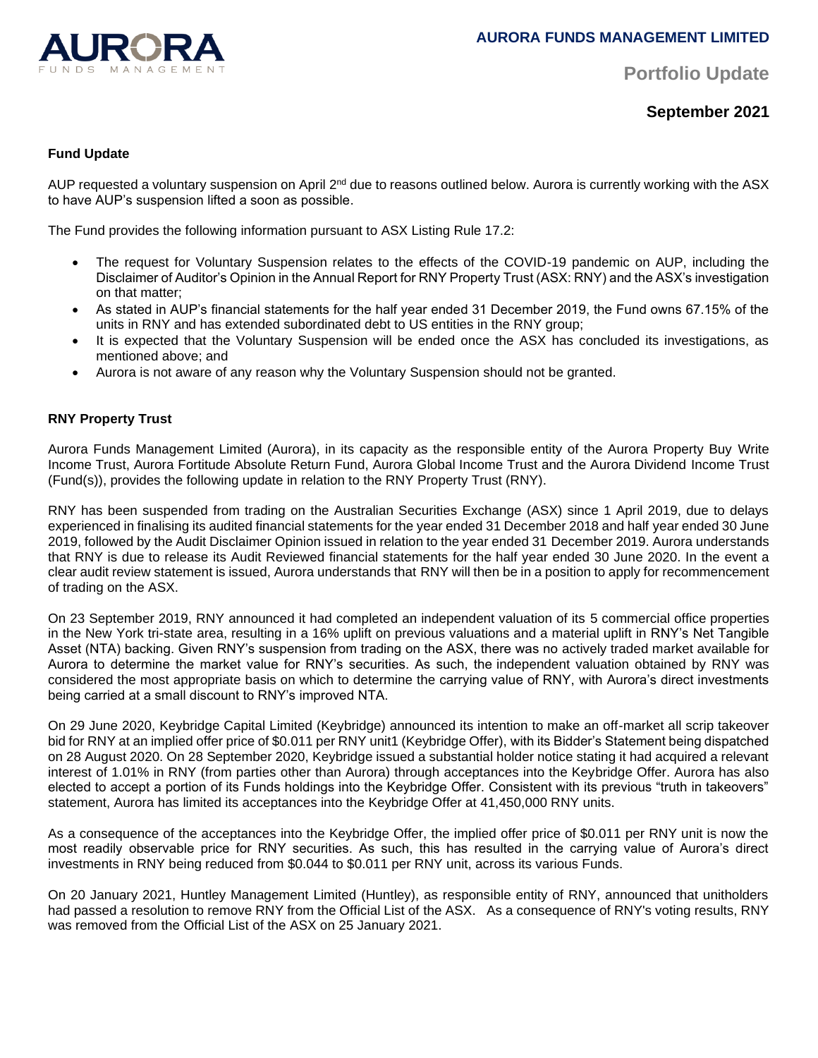**AURORA FUNDS MANAGEMENT LIMITED**

**Portfolio Update**

**September 2021**

**Fund Update**

AUP requested a voluntary suspension on April 2nd due to reasons outlined below. Aurora is currently working with the ASX to have AUP's suspension lifted a soon as possible.

The Fund provides the following information pursuant to ASX Listing Rule 17.2:

- The request for Voluntary Suspension relates to the effects of the COVID-19 pandemic on AUP, including the Disclaimer of Auditor's Opinion in the Annual Report for RNY Property Trust (ASX: RNY) and the ASX's investigation on that matter;
- As stated in AUP's financial statements for the half year ended 31 December 2019, the Fund owns 67.15% of the units in RNY and has extended subordinated debt to US entities in the RNY group;
- It is expected that the Voluntary Suspension will be ended once the ASX has concluded its investigations, as mentioned above; and
- Aurora is not aware of any reason why the Voluntary Suspension should not be granted.

**RNY Property Trust**

Aurora Funds Management Limited (Aurora), in its capacity as the responsible entity of the Aurora Property Buy Write Income Trust, Aurora Fortitude Absolute Return Fund, Aurora Global Income Trust and the Aurora Dividend Income Trust (Fund(s)), provides the following update in relation to the RNY Property Trust (RNY).

RNY has been suspended from trading on the Australian Securities Exchange (ASX) since 1 April 2019, due to delays experienced in finalising its audited financial statements for the year ended 31 December 2018 and half year ended 30 June 2019, followed by the Audit Disclaimer Opinion issued in relation to the year ended 31 December 2019. Aurora understands that RNY is due to release its Audit Reviewed financial statements for the half year ended 30 June 2020. In the event a clear audit review statement is issued, Aurora understands that RNY will then be in a position to apply for recommencement of trading on the ASX.

On 23 September 2019, RNY announced it had completed an independent valuation of its 5 commercial office properties in the New York tri-state area, resulting in a 16% uplift on previous valuations and a material uplift in RNY's Net Tangible Asset (NTA) backing. Given RNY's suspension from trading on the ASX, there was no actively traded market available for Aurora to determine the market value for RNY's securities. As such, the independent valuation obtained by RNY was considered the most appropriate basis on which to determine the carrying value of RNY, with Aurora's direct investments being carried at a small discount to RNY's improved NTA.

On 29 June 2020, Keybridge Capital Limited (Keybridge) announced its intention to make an off-market all scrip takeover bid for RNY at an implied offer price of $0.011 per RNY unit1 (Keybridge Offer), with its Bidder's Statement being dispatched on 28 August 2020. On 28 September 2020, Keybridge issued a substantial holder notice stating it had acquired a relevant interest of 1.01% in RNY (from parties other than Aurora) through acceptances into the Keybridge Offer. Aurora has also elected to accept a portion of its Funds holdings into the Keybridge Offer. Consistent with its previous "truth in takeovers" statement, Aurora has limited its acceptances into the Keybridge Offer at 41,450,000 RNY units.

As a consequence of the acceptances into the Keybridge Offer, the implied offer price of $0.011 per RNY unit is now the most readily observable price for RNY securities. As such, this has resulted in the carrying value of Aurora's direct investments in RNY being reduced from $0.044 to $0.011 per RNY unit, across its various Funds.

On 20 January 2021, Huntley Management Limited (Huntley), as responsible entity of RNY, announced that unitholders had passed a resolution to remove RNY from the Official List of the ASX. As a consequence of RNY's voting results, RNY was removed from the Official List of the ASX on 25 January 2021.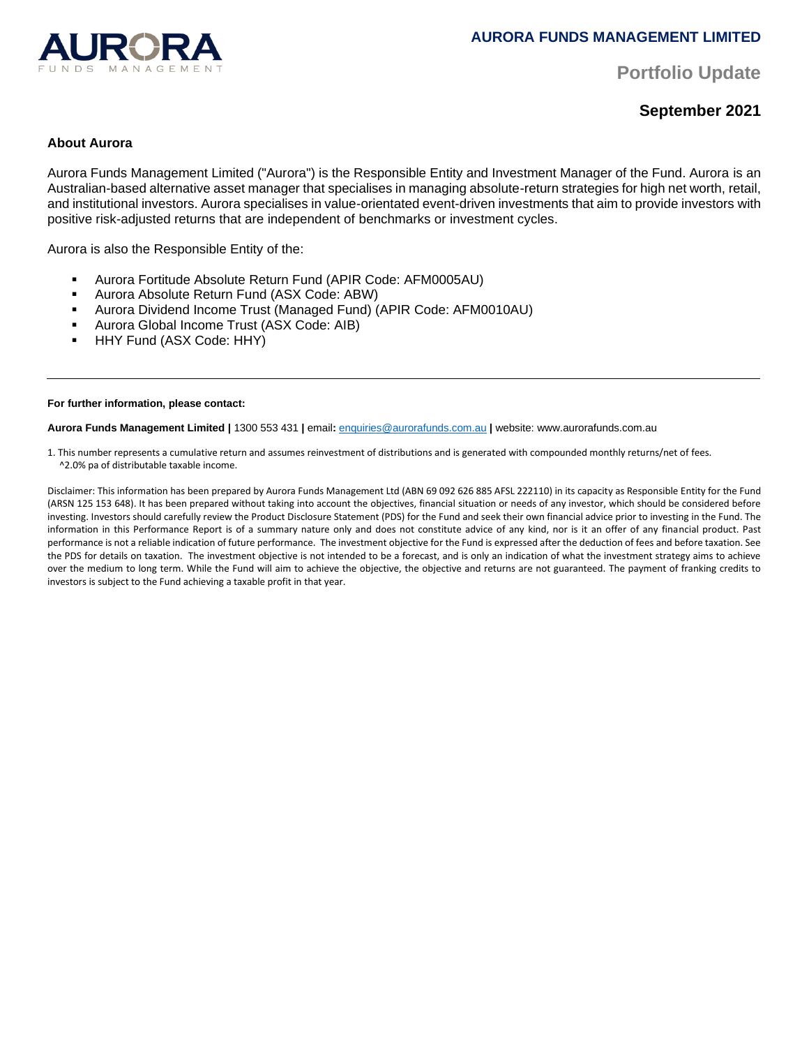## About Aurora

Aurora Funds Management Limited ("Aurora") is the Responsible Entity and Investment Manager of the Fund. Aurora is an Australian-based alternative asset manager that specialises in managing absolute-return strategies for high net worth, retail, and institutional investors. Aurora specialises in value-orientated event-driven investments that aim to provide investors with positive risk-adjusted returns that are independent of benchmarks or investment cycles.

Aurora is also the Responsible Entity of the:

- Aurora Fortitude Absolute Return Fund (APIR Code: AFM0005AU)
- Aurora Absolute Return Fund (ASX Code: ABW)
- Aurora Dividend Income Trust (Managed Fund) (APIR Code: AFM0010AU)
- Aurora Global Income Trust (ASX Code: AIB)
- HHY Fund (ASX Code: HHY)

---

**For further information, please contact:**

**Aurora Funds Management Limited |** 1300 553 431 **|** email**:** enquiries@aurorafunds.com.au **|** website: www.aurorafunds.com.au

1. This number represents a cumulative return and assumes reinvestment of distributions and is generated with compounded monthly returns/net of fees.
^2.0% pa of distributable taxable income.

Disclaimer: This information has been prepared by Aurora Funds Management Ltd (ABN 69 092 626 885 AFSL 222110) in its capacity as Responsible Entity for the Fund (ARSN 125 153 648). It has been prepared without taking into account the objectives, financial situation or needs of any investor, which should be considered before investing. Investors should carefully review the Product Disclosure Statement (PDS) for the Fund and seek their own financial advice prior to investing in the Fund. The information in this Performance Report is of a summary nature only and does not constitute advice of any kind, nor is it an offer of any financial product. Past performance is not a reliable indication of future performance. The investment objective for the Fund is expressed after the deduction of fees and before taxation. See the PDS for details on taxation. The investment objective is not intended to be a forecast, and is only an indication of what the investment strategy aims to achieve over the medium to long term. While the Fund will aim to achieve the objective, the objective and returns are not guaranteed. The payment of franking credits to investors is subject to the Fund achieving a taxable profit in that year.